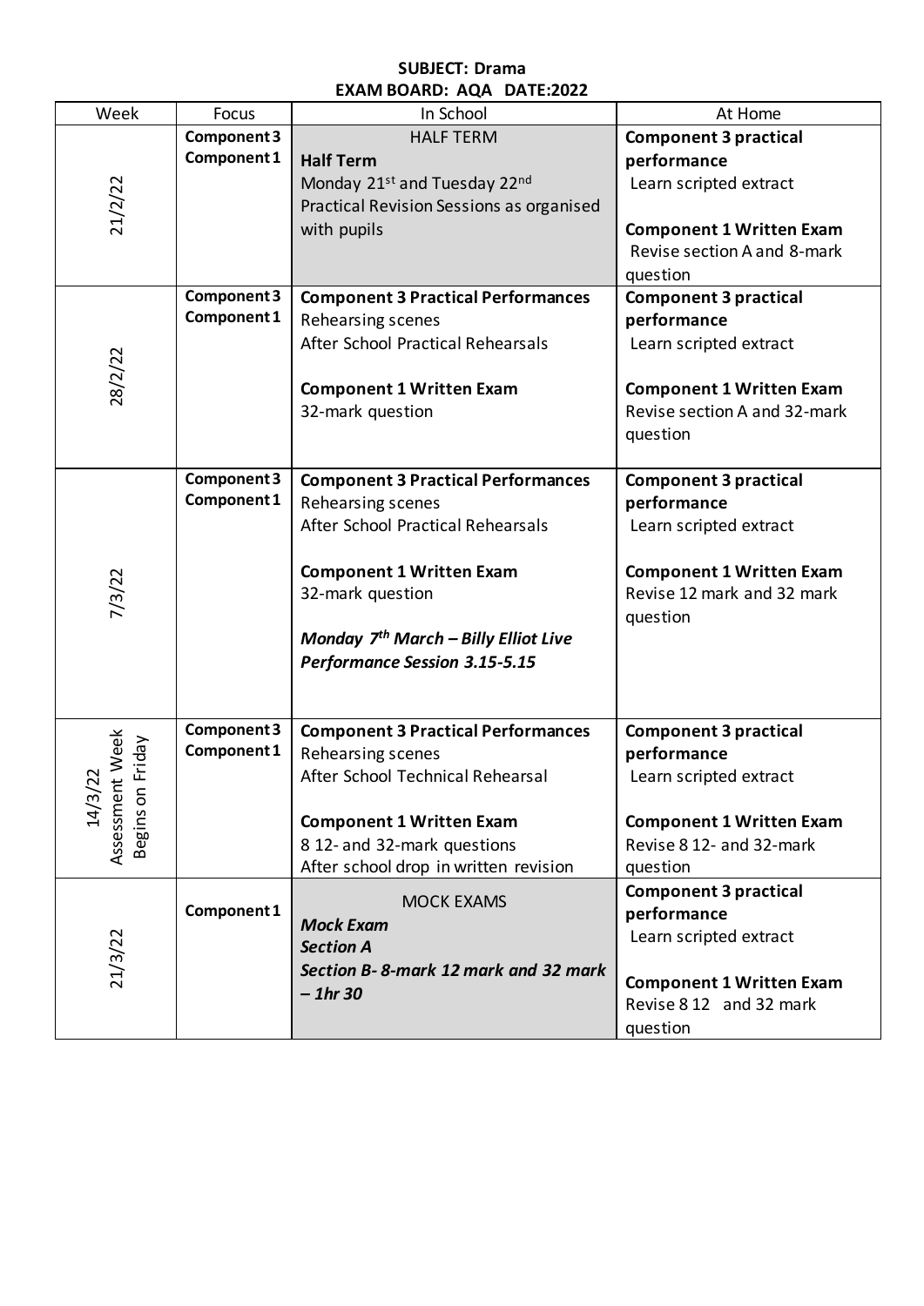**SUBJECT: Drama**
**EXAM BOARD: AQA DATE:2022**

| Week | Focus | In School | At Home |
|---|---|---|---|
| 21/2/22 | **Component 3** **Component 1** | HALF TERM<br>**Half Term**<br>Monday 21st and Tuesday 22nd Practical Revision Sessions as organised with pupils | **Component 3 practical performance**<br>Learn scripted extract<br><br>**Component 1 Written Exam**<br>Revise section A and 8-mark question |
| 28/2/22 | **Component 3** **Component 1** | **Component 3 Practical Performances**<br>Rehearsing scenes<br>After School Practical Rehearsals<br><br>**Component 1 Written Exam**<br>32-mark question | **Component 3 practical performance**<br>Learn scripted extract<br><br>**Component 1 Written Exam**<br>Revise section A and 32-mark question |
| 7/3/22 | **Component 3** **Component 1** | **Component 3 Practical Performances**<br>Rehearsing scenes<br>After School Practical Rehearsals<br><br>**Component 1 Written Exam**<br>32-mark question<br><br>***Monday 7th March – Billy Elliot Live Performance Session 3.15-5.15*** | **Component 3 practical performance**<br>Learn scripted extract<br><br>**Component 1 Written Exam**<br>Revise 12 mark and 32 mark question |
| 14/3/22 Assessment Week Begins on Friday | **Component 3** **Component 1** | **Component 3 Practical Performances**<br>Rehearsing scenes<br>After School Technical Rehearsal<br><br>**Component 1 Written Exam**<br>8 12- and 32-mark questions<br>After school drop in written revision | **Component 3 practical performance**<br>Learn scripted extract<br><br>**Component 1 Written Exam**<br>Revise 8 12- and 32-mark question |
| 21/3/22 | **Component 1** | MOCK EXAMS<br>***Mock Exam***<br>***Section A***<br>***Section B- 8-mark 12 mark and 32 mark – 1hr 30*** | **Component 3 practical performance**<br>Learn scripted extract<br><br>**Component 1 Written Exam**<br>Revise 8 12 and 32 mark question |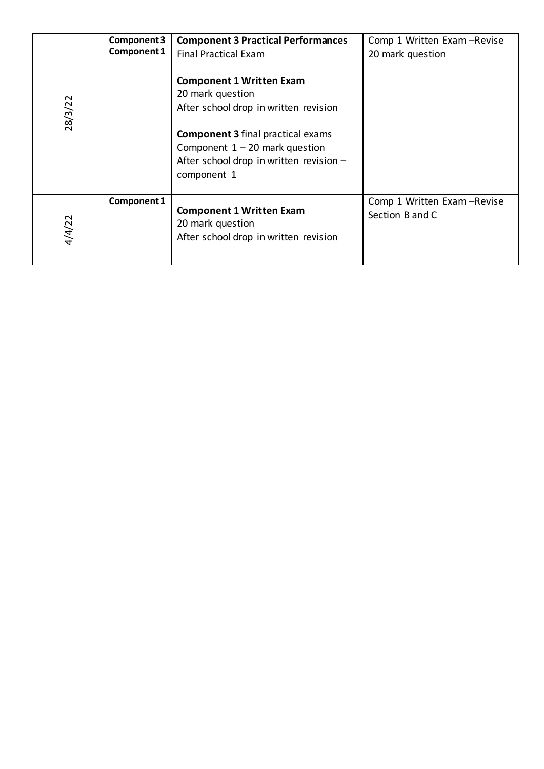| | | | |
|---|---|---|---|
| 28/3/22 | **Component 3**<br>**Component 1** | **Component 3 Practical Performances**<br>Final Practical Exam<br><br>**Component 1 Written Exam**<br>20 mark question<br>After school drop in written revision<br><br>**Component 3** final practical exams<br>Component 1 – 20 mark question<br>After school drop in written revision – component 1 | Comp 1 Written Exam –Revise 20 mark question |
| 4/4/22 | **Component 1** | **Component 1 Written Exam**<br>20 mark question<br>After school drop in written revision | Comp 1 Written Exam –Revise Section B and C |